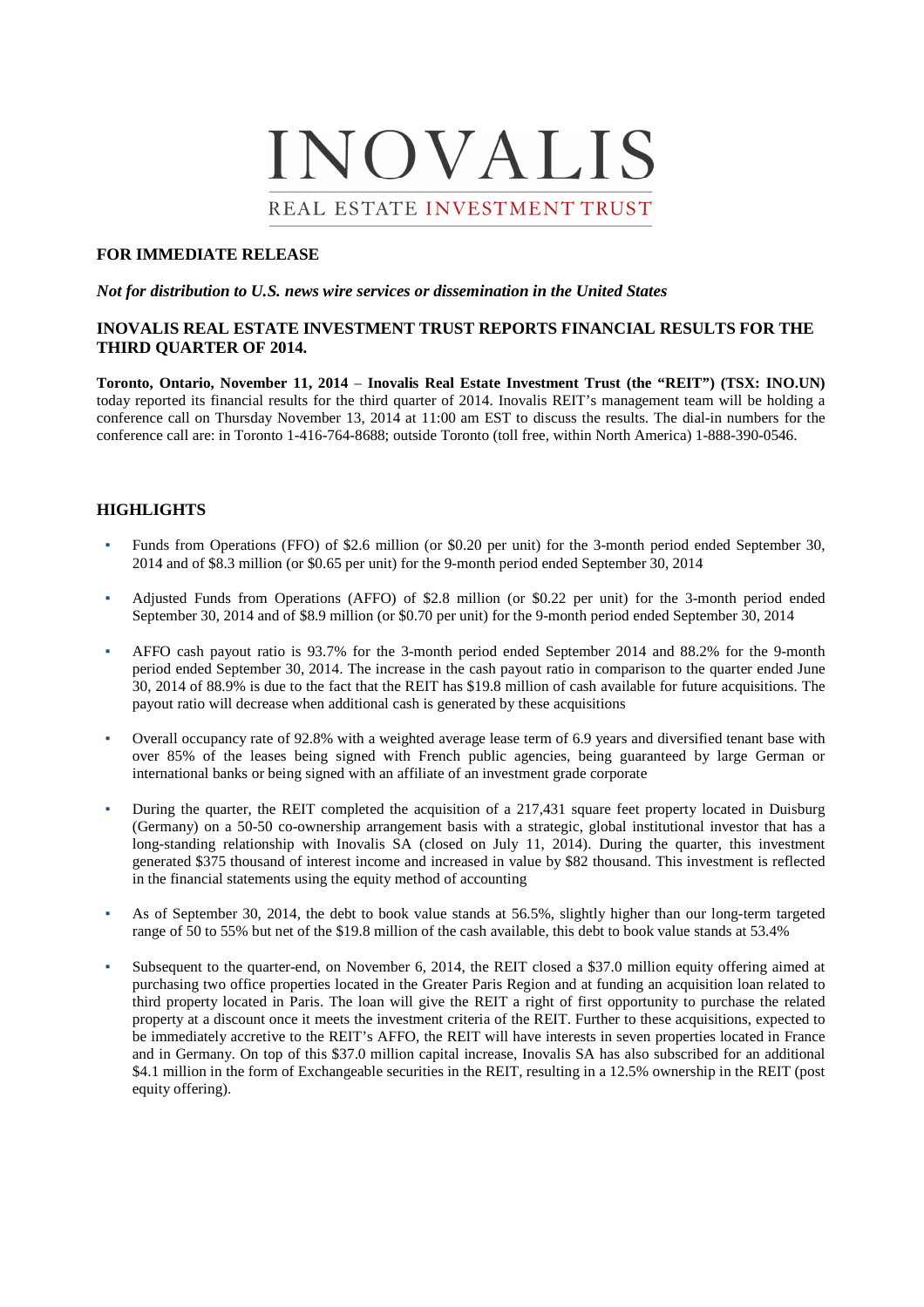# INOVALIS

REAL ESTATE INVESTMENT TRUST

**FOR IMMEDIATE RELEASE**

***Not for distribution to U.S. news wire services or dissemination in the United States***

## INOVALIS REAL ESTATE INVESTMENT TRUST REPORTS FINANCIAL RESULTS FOR THE THIRD QUARTER OF 2014.

**Toronto, Ontario, November 11, 2014 – Inovalis Real Estate Investment Trust (the "REIT") (TSX: INO.UN)** today reported its financial results for the third quarter of 2014. Inovalis REIT's management team will be holding a conference call on Thursday November 13, 2014 at 11:00 am EST to discuss the results. The dial-in numbers for the conference call are: in Toronto 1-416-764-8688; outside Toronto (toll free, within North America) 1-888-390-0546.

## HIGHLIGHTS

- Funds from Operations (FFO) of $2.6 million (or $0.20 per unit) for the 3-month period ended September 30, 2014 and of $8.3 million (or $0.65 per unit) for the 9-month period ended September 30, 2014
- Adjusted Funds from Operations (AFFO) of $2.8 million (or $0.22 per unit) for the 3-month period ended September 30, 2014 and of $8.9 million (or $0.70 per unit) for the 9-month period ended September 30, 2014
- AFFO cash payout ratio is 93.7% for the 3-month period ended September 2014 and 88.2% for the 9-month period ended September 30, 2014. The increase in the cash payout ratio in comparison to the quarter ended June 30, 2014 of 88.9% is due to the fact that the REIT has $19.8 million of cash available for future acquisitions. The payout ratio will decrease when additional cash is generated by these acquisitions
- Overall occupancy rate of 92.8% with a weighted average lease term of 6.9 years and diversified tenant base with over 85% of the leases being signed with French public agencies, being guaranteed by large German or international banks or being signed with an affiliate of an investment grade corporate
- During the quarter, the REIT completed the acquisition of a 217,431 square feet property located in Duisburg (Germany) on a 50-50 co-ownership arrangement basis with a strategic, global institutional investor that has a long-standing relationship with Inovalis SA (closed on July 11, 2014). During the quarter, this investment generated $375 thousand of interest income and increased in value by $82 thousand. This investment is reflected in the financial statements using the equity method of accounting
- As of September 30, 2014, the debt to book value stands at 56.5%, slightly higher than our long-term targeted range of 50 to 55% but net of the $19.8 million of the cash available, this debt to book value stands at 53.4%
- Subsequent to the quarter-end, on November 6, 2014, the REIT closed a $37.0 million equity offering aimed at purchasing two office properties located in the Greater Paris Region and at funding an acquisition loan related to third property located in Paris. The loan will give the REIT a right of first opportunity to purchase the related property at a discount once it meets the investment criteria of the REIT. Further to these acquisitions, expected to be immediately accretive to the REIT's AFFO, the REIT will have interests in seven properties located in France and in Germany. On top of this $37.0 million capital increase, Inovalis SA has also subscribed for an additional $4.1 million in the form of Exchangeable securities in the REIT, resulting in a 12.5% ownership in the REIT (post equity offering).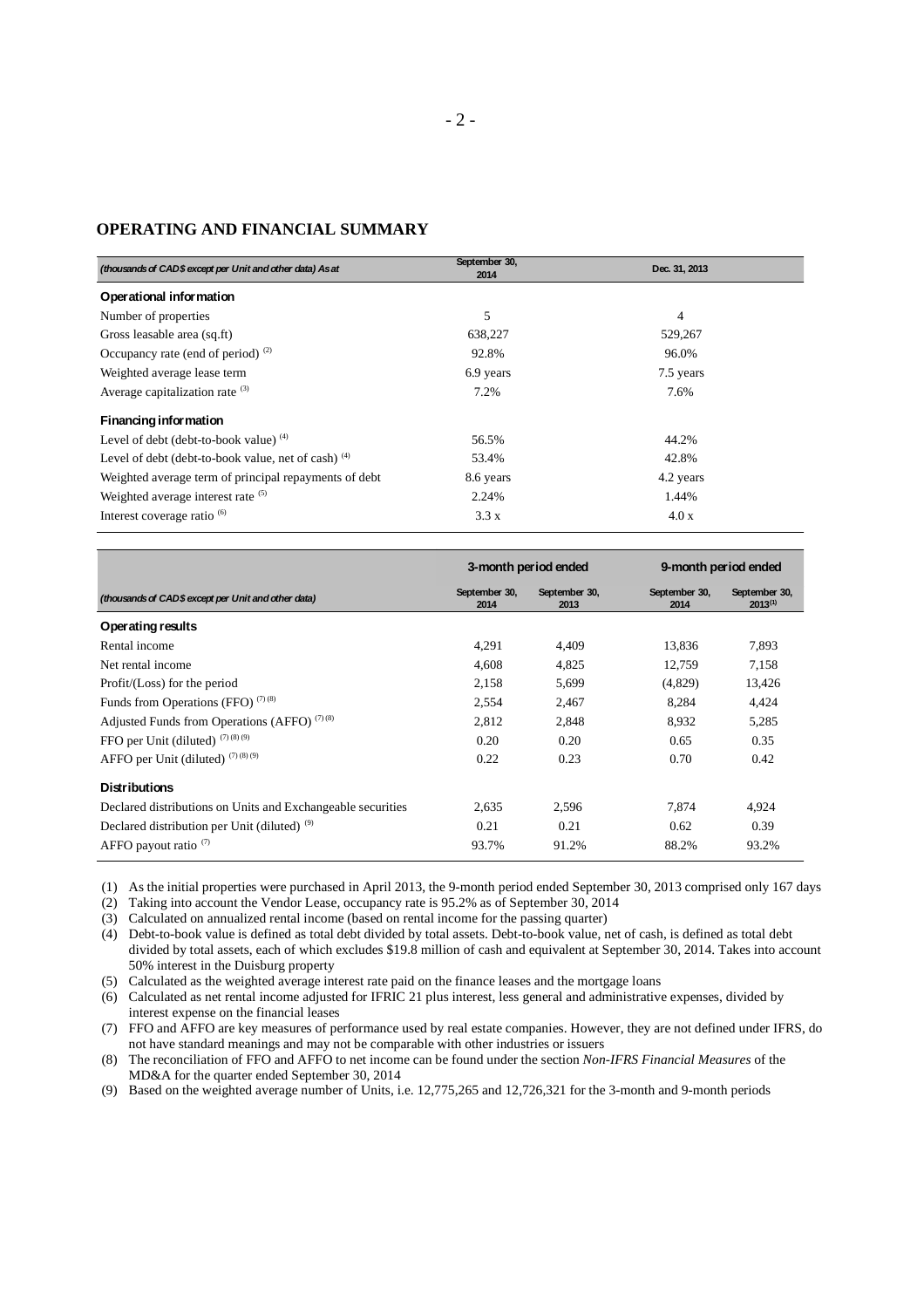## OPERATING AND FINANCIAL SUMMARY

| *(thousands of CAD$ except per Unit and other data) As at* | September 30, 2014 | Dec. 31, 2013 |
|---|---|---|
| **Operational information** | | |
| Number of properties | 5 | 4 |
| Gross leasable area (sq.ft) | 638,227 | 529,267 |
| Occupancy rate (end of period) (2) | 92.8% | 96.0% |
| Weighted average lease term | 6.9 years | 7.5 years |
| Average capitalization rate (3) | 7.2% | 7.6% |
| **Financing information** | | |
| Level of debt (debt-to-book value) (4) | 56.5% | 44.2% |
| Level of debt (debt-to-book value, net of cash) (4) | 53.4% | 42.8% |
| Weighted average term of principal repayments of debt | 8.6 years | 4.2 years |
| Weighted average interest rate (5) | 2.24% | 1.44% |
| Interest coverage ratio (6) | 3.3 x | 4.0 x |

| | 3-month period ended | | 9-month period ended | |
|---|---|---|---|---|
| *(thousands of CAD$ except per Unit and other data)* | September 30, 2014 | September 30, 2013 | September 30, 2014 | September 30, 2013(1) |
| **Operating results** | | | | |
| Rental income | 4,291 | 4,409 | 13,836 | 7,893 |
| Net rental income | 4,608 | 4,825 | 12,759 | 7,158 |
| Profit/(Loss) for the period | 2,158 | 5,699 | (4,829) | 13,426 |
| Funds from Operations (FFO) (7) (8) | 2,554 | 2,467 | 8,284 | 4,424 |
| Adjusted Funds from Operations (AFFO) (7) (8) | 2,812 | 2,848 | 8,932 | 5,285 |
| FFO per Unit (diluted) (7) (8) (9) | 0.20 | 0.20 | 0.65 | 0.35 |
| AFFO per Unit (diluted) (7) (8) (9) | 0.22 | 0.23 | 0.70 | 0.42 |
| **Distributions** | | | | |
| Declared distributions on Units and Exchangeable securities | 2,635 | 2,596 | 7,874 | 4,924 |
| Declared distribution per Unit (diluted) (9) | 0.21 | 0.21 | 0.62 | 0.39 |
| AFFO payout ratio (7) | 93.7% | 91.2% | 88.2% | 93.2% |

(1) As the initial properties were purchased in April 2013, the 9-month period ended September 30, 2013 comprised only 167 days

(2) Taking into account the Vendor Lease, occupancy rate is 95.2% as of September 30, 2014

(3) Calculated on annualized rental income (based on rental income for the passing quarter)

(4) Debt-to-book value is defined as total debt divided by total assets. Debt-to-book value, net of cash, is defined as total debt divided by total assets, each of which excludes $19.8 million of cash and equivalent at September 30, 2014. Takes into account 50% interest in the Duisburg property

(5) Calculated as the weighted average interest rate paid on the finance leases and the mortgage loans

(6) Calculated as net rental income adjusted for IFRIC 21 plus interest, less general and administrative expenses, divided by interest expense on the financial leases

(7) FFO and AFFO are key measures of performance used by real estate companies. However, they are not defined under IFRS, do not have standard meanings and may not be comparable with other industries or issuers

(8) The reconciliation of FFO and AFFO to net income can be found under the section *Non-IFRS Financial Measures* of the MD&A for the quarter ended September 30, 2014

(9) Based on the weighted average number of Units, i.e. 12,775,265 and 12,726,321 for the 3-month and 9-month periods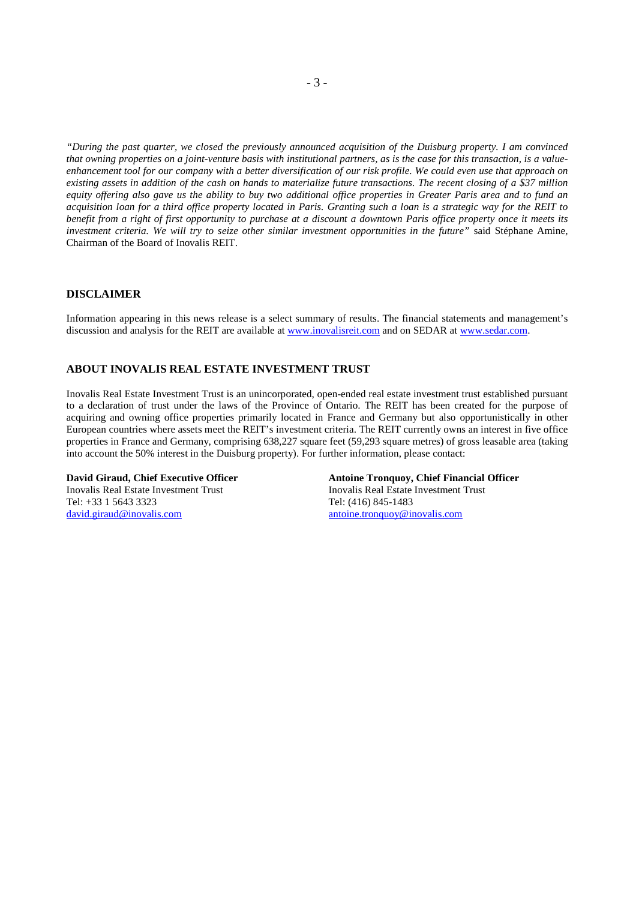*"During the past quarter, we closed the previously announced acquisition of the Duisburg property. I am convinced that owning properties on a joint-venture basis with institutional partners, as is the case for this transaction, is a value-enhancement tool for our company with a better diversification of our risk profile. We could even use that approach on existing assets in addition of the cash on hands to materialize future transactions. The recent closing of a $37 million equity offering also gave us the ability to buy two additional office properties in Greater Paris area and to fund an acquisition loan for a third office property located in Paris. Granting such a loan is a strategic way for the REIT to benefit from a right of first opportunity to purchase at a discount a downtown Paris office property once it meets its investment criteria. We will try to seize other similar investment opportunities in the future"* said Stéphane Amine, Chairman of the Board of Inovalis REIT.

## DISCLAIMER

Information appearing in this news release is a select summary of results. The financial statements and management's discussion and analysis for the REIT are available at www.inovalisreit.com and on SEDAR at www.sedar.com.

## ABOUT INOVALIS REAL ESTATE INVESTMENT TRUST

Inovalis Real Estate Investment Trust is an unincorporated, open-ended real estate investment trust established pursuant to a declaration of trust under the laws of the Province of Ontario. The REIT has been created for the purpose of acquiring and owning office properties primarily located in France and Germany but also opportunistically in other European countries where assets meet the REIT's investment criteria. The REIT currently owns an interest in five office properties in France and Germany, comprising 638,227 square feet (59,293 square metres) of gross leasable area (taking into account the 50% interest in the Duisburg property). For further information, please contact:

**David Giraud, Chief Executive Officer**
Inovalis Real Estate Investment Trust
Tel: +33 1 5643 3323
david.giraud@inovalis.com

**Antoine Tronquoy, Chief Financial Officer**
Inovalis Real Estate Investment Trust
Tel: (416) 845-1483
antoine.tronquoy@inovalis.com